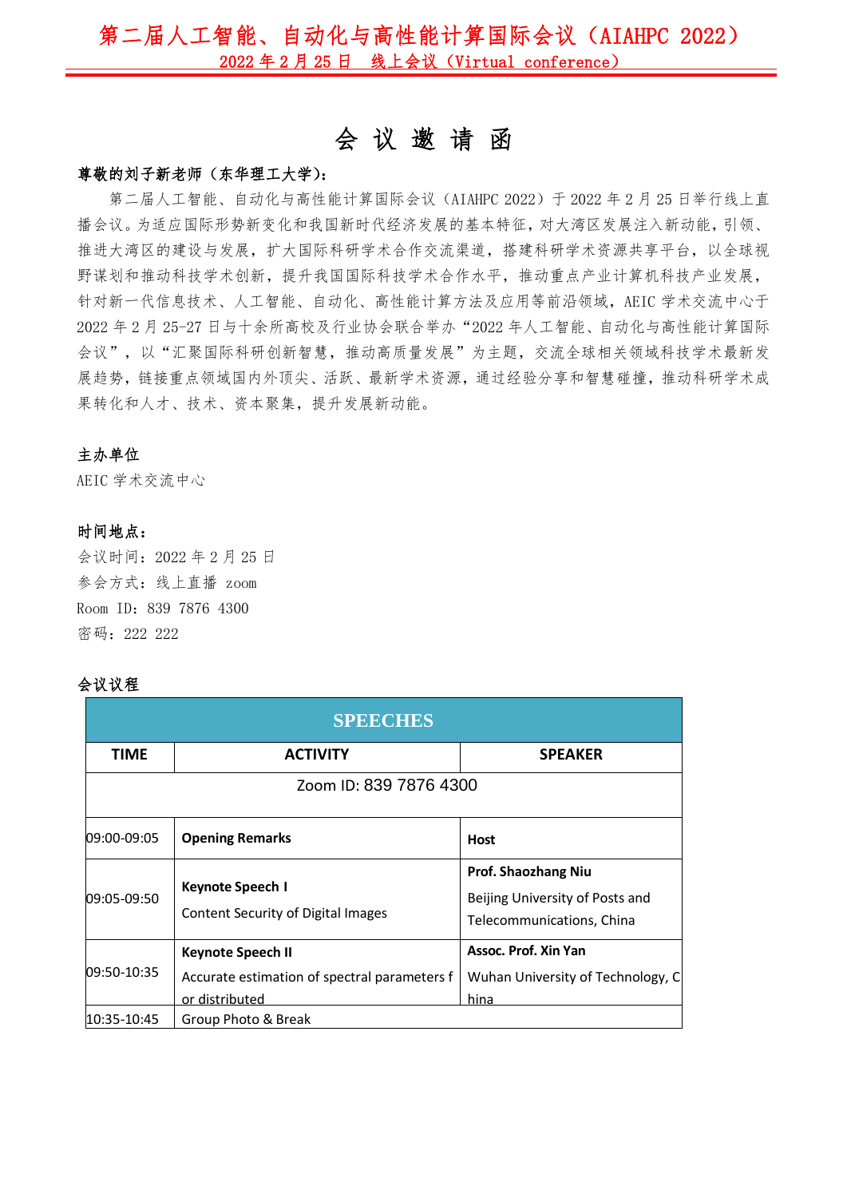# 第二届人工智能、自动化与高性能计算国际会议（AIAHPC 2022）

2022 年 2 月 25 日 线上会议（Virtual conference）

## 会 议 邀 请 函

**尊敬的刘子新老师（东华理工大学）：**

第二届人工智能、自动化与高性能计算国际会议（AIAHPC 2022）于 2022 年 2 月 25 日举行线上直播会议。为适应国际形势新变化和我国新时代经济发展的基本特征，对大湾区发展注入新动能，引领、推进大湾区的建设与发展，扩大国际科研学术合作交流渠道，搭建科研学术资源共享平台，以全球视野谋划和推动科技学术创新，提升我国国际科技学术合作水平，推动重点产业计算机科技产业发展，针对新一代信息技术、人工智能、自动化、高性能计算方法及应用等前沿领域，AEIC 学术交流中心于 2022 年 2 月 25-27 日与十余所高校及行业协会联合举办“2022 年人工智能、自动化与高性能计算国际会议”，以“汇聚国际科研创新智慧，推动高质量发展”为主题，交流全球相关领域科技学术最新发展趋势，链接重点领域国内外顶尖、活跃、最新学术资源，通过经验分享和智慧碰撞，推动科研学术成果转化和人才、技术、资本聚集，提升发展新动能。

**主办单位**

AEIC 学术交流中心

**时间地点：**

会议时间：2022 年 2 月 25 日

参会方式：线上直播 zoom

Room ID：839 7876 4300

密码：222 222

**会议议程**

| SPEECHES | | |
|---|---|---|
| **TIME** | **ACTIVITY** | **SPEAKER** |
| Zoom ID: 839 7876 4300 | | |
| 09:00-09:05 | **Opening Remarks** | **Host** |
| 09:05-09:50 | **Keynote Speech I**<br>Content Security of Digital Images | **Prof. Shaozhang Niu**<br>Beijing University of Posts and Telecommunications, China |
| 09:50-10:35 | **Keynote Speech II**<br>Accurate estimation of spectral parameters for distributed | **Assoc. Prof. Xin Yan**<br>Wuhan University of Technology, China |
| 10:35-10:45 | Group Photo & Break | |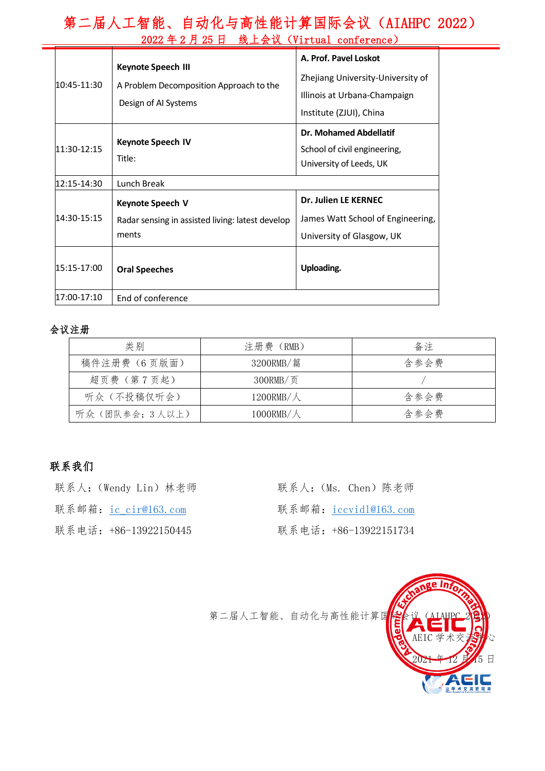| | | |
|---|---|---|
| 10:45-11:30 | **Keynote Speech III**<br>A Problem Decomposition Approach to the Design of AI Systems | **A. Prof. Pavel Loskot**<br>Zhejiang University-University of Illinois at Urbana-Champaign Institute (ZJUI), China |
| 11:30-12:15 | **Keynote Speech IV**<br>Title: | **Dr. Mohamed Abdellatif**<br>School of civil engineering, University of Leeds, UK |
| 12:15-14:30 | Lunch Break | |
| 14:30-15:15 | **Keynote Speech V**<br>Radar sensing in assisted living: latest developments | **Dr. Julien LE KERNEC**<br>James Watt School of Engineering, University of Glasgow, UK |
| 15:15-17:00 | **Oral Speeches** | **Uploading.** |
| 17:00-17:10 | End of conference | |

**会议注册**

| 类别 | 注册费（RMB） | 备注 |
|---|---|---|
| 稿件注册费（6页版面） | 3200RMB/篇 | 含参会费 |
| 超页费（第7页起） | 300RMB/页 | / |
| 听众（不投稿仅听会） | 1200RMB/人 | 含参会费 |
| 听众（团队参会；3人以上） | 1000RMB/人 | 含参会费 |

**联系我们**

联系人：（Wendy Lin）林老师

联系邮箱：ic_cir@163.com

联系电话：+86-13922150445

联系人：（Ms. Chen）陈老师

联系邮箱：iccvidl@163.com

联系电话：+86-13922151734

第二届人工智能、自动化与高性能计算国际会议（AIAHPC 2022）

AEIC 学术交流中心

2021 年 12 月 15 日